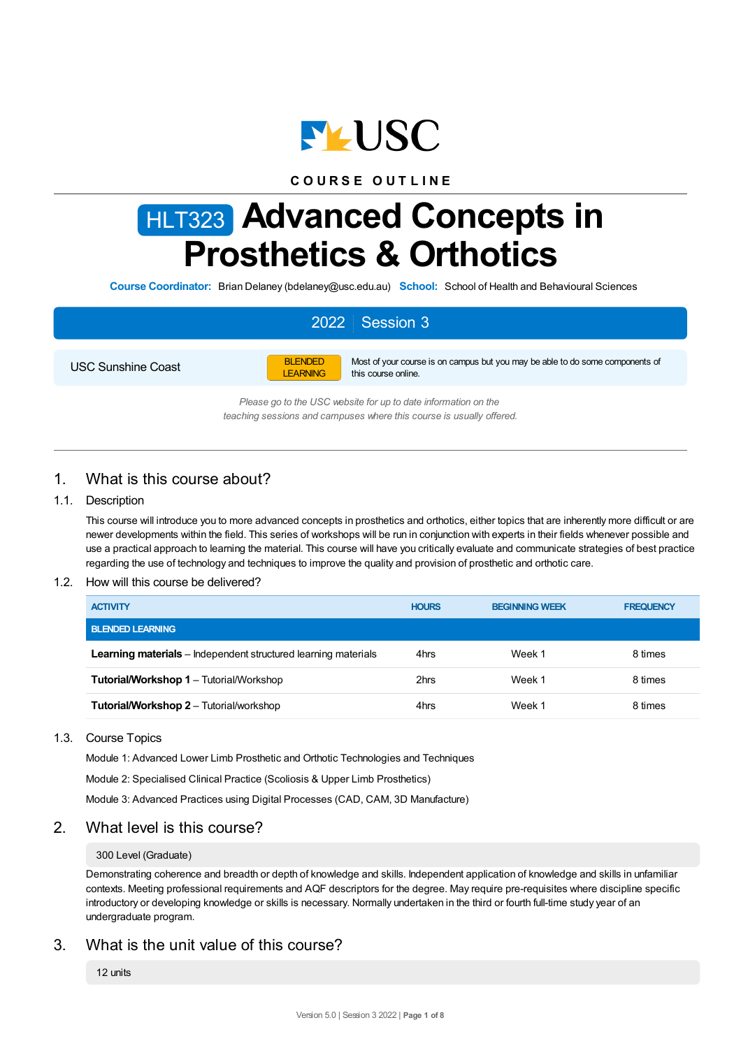COURSE OUTLINE

# HLT323 Advanced Concepts in Prosthetics & Orthotics

**Course Coordinator:** Brian Delaney (bdelaney@usc.edu.au) **School:** School of Health and Behavioural Sciences

**2022 | Session 3**

| USC Sunshine Coast | BLENDED LEARNING | Most of your course is on campus but you may be able to do some components of this course online. |
|---|---|---|

*Please go to the USC website for up to date information on the teaching sessions and campuses where this course is usually offered.*

## 1. What is this course about?

### 1.1. Description

This course will introduce you to more advanced concepts in prosthetics and orthotics, either topics that are inherently more difficult or are newer developments within the field. This series of workshops will be run in conjunction with experts in their fields whenever possible and use a practical approach to learning the material. This course will have you critically evaluate and communicate strategies of best practice regarding the use of technology and techniques to improve the quality and provision of prosthetic and orthotic care.

### 1.2. How will this course be delivered?

| ACTIVITY | HOURS | BEGINNING WEEK | FREQUENCY |
|---|---|---|---|
| **BLENDED LEARNING** | | | |
| **Learning materials** – Independent structured learning materials | 4hrs | Week 1 | 8 times |
| **Tutorial/Workshop 1** – Tutorial/Workshop | 2hrs | Week 1 | 8 times |
| **Tutorial/Workshop 2** – Tutorial/workshop | 4hrs | Week 1 | 8 times |

### 1.3. Course Topics

Module 1: Advanced Lower Limb Prosthetic and Orthotic Technologies and Techniques

Module 2: Specialised Clinical Practice (Scoliosis & Upper Limb Prosthetics)

Module 3: Advanced Practices using Digital Processes (CAD, CAM, 3D Manufacture)

## 2. What level is this course?

300 Level (Graduate)

Demonstrating coherence and breadth or depth of knowledge and skills. Independent application of knowledge and skills in unfamiliar contexts. Meeting professional requirements and AQF descriptors for the degree. May require pre-requisites where discipline specific introductory or developing knowledge or skills is necessary. Normally undertaken in the third or fourth full-time study year of an undergraduate program.

## 3. What is the unit value of this course?

12 units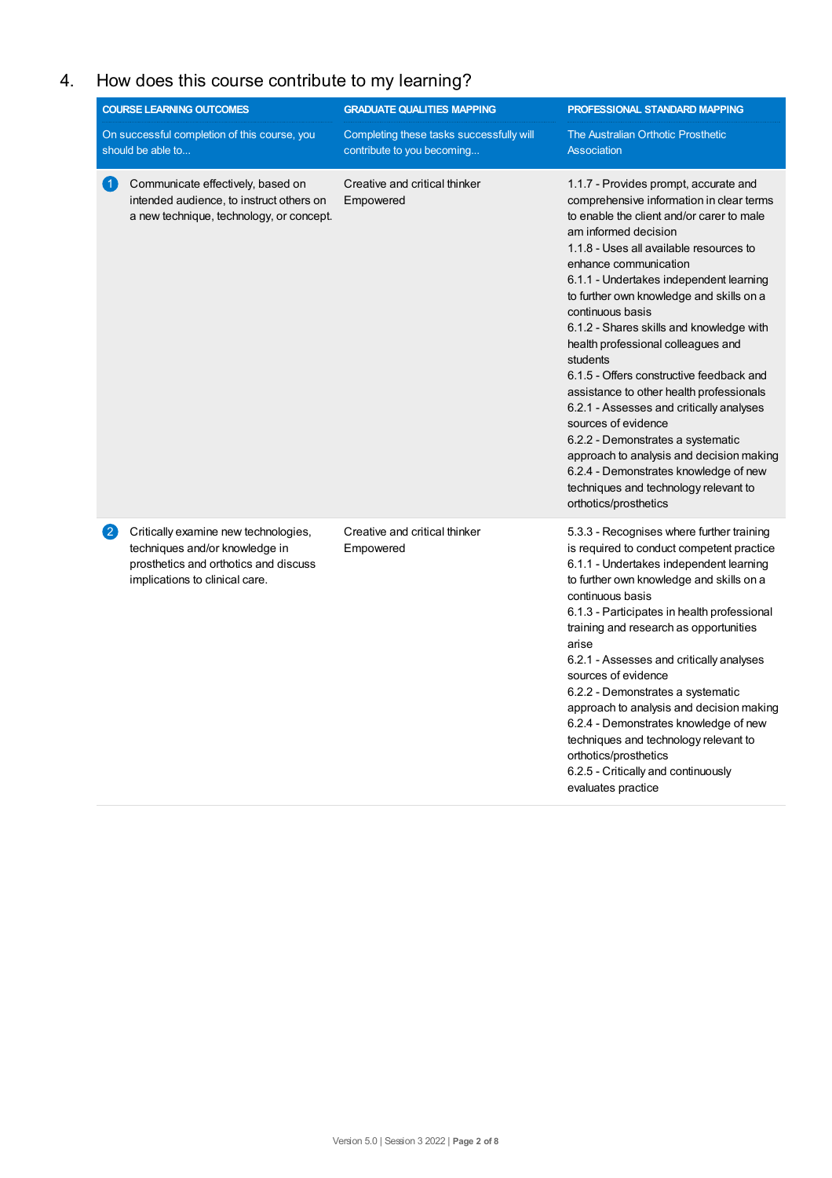## 4. How does this course contribute to my learning?

| COURSE LEARNING OUTCOMES<br>On successful completion of this course, you should be able to... | GRADUATE QUALITIES MAPPING<br>Completing these tasks successfully will contribute to you becoming... | PROFESSIONAL STANDARD MAPPING<br>The Australian Orthotic Prosthetic Association |
|---|---|---|
| 1 Communicate effectively, based on intended audience, to instruct others on a new technique, technology, or concept. | Creative and critical thinker<br>Empowered | 1.1.7 - Provides prompt, accurate and comprehensive information in clear terms to enable the client and/or carer to male am informed decision<br>1.1.8 - Uses all available resources to enhance communication<br>6.1.1 - Undertakes independent learning to further own knowledge and skills on a continuous basis<br>6.1.2 - Shares skills and knowledge with health professional colleagues and students<br>6.1.5 - Offers constructive feedback and assistance to other health professionals<br>6.2.1 - Assesses and critically analyses sources of evidence<br>6.2.2 - Demonstrates a systematic approach to analysis and decision making<br>6.2.4 - Demonstrates knowledge of new techniques and technology relevant to orthotics/prosthetics |
| 2 Critically examine new technologies, techniques and/or knowledge in prosthetics and orthotics and discuss implications to clinical care. | Creative and critical thinker<br>Empowered | 5.3.3 - Recognises where further training is required to conduct competent practice<br>6.1.1 - Undertakes independent learning to further own knowledge and skills on a continuous basis<br>6.1.3 - Participates in health professional training and research as opportunities arise<br>6.2.1 - Assesses and critically analyses sources of evidence<br>6.2.2 - Demonstrates a systematic approach to analysis and decision making<br>6.2.4 - Demonstrates knowledge of new techniques and technology relevant to orthotics/prosthetics<br>6.2.5 - Critically and continuously evaluates practice |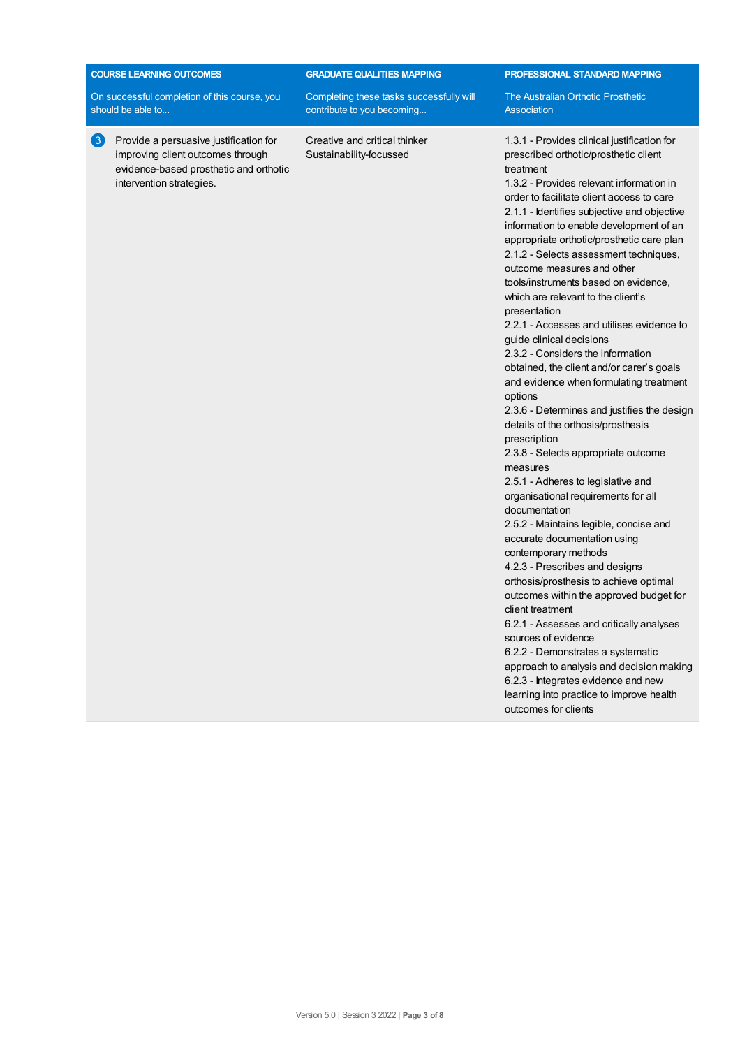| COURSE LEARNING OUTCOMES | GRADUATE QUALITIES MAPPING | PROFESSIONAL STANDARD MAPPING |
| --- | --- | --- |
| On successful completion of this course, you should be able to... | Completing these tasks successfully will contribute to you becoming... | The Australian Orthotic Prosthetic Association |
| 3 Provide a persuasive justification for improving client outcomes through evidence-based prosthetic and orthotic intervention strategies. | Creative and critical thinker<br>Sustainability-focussed | 1.3.1 - Provides clinical justification for prescribed orthotic/prosthetic client treatment<br>1.3.2 - Provides relevant information in order to facilitate client access to care<br>2.1.1 - Identifies subjective and objective information to enable development of an appropriate orthotic/prosthetic care plan<br>2.1.2 - Selects assessment techniques, outcome measures and other tools/instruments based on evidence, which are relevant to the client's presentation<br>2.2.1 - Accesses and utilises evidence to guide clinical decisions<br>2.3.2 - Considers the information obtained, the client and/or carer's goals and evidence when formulating treatment options<br>2.3.6 - Determines and justifies the design details of the orthosis/prosthesis prescription<br>2.3.8 - Selects appropriate outcome measures<br>2.5.1 - Adheres to legislative and organisational requirements for all documentation<br>2.5.2 - Maintains legible, concise and accurate documentation using contemporary methods<br>4.2.3 - Prescribes and designs orthosis/prosthesis to achieve optimal outcomes within the approved budget for client treatment<br>6.2.1 - Assesses and critically analyses sources of evidence<br>6.2.2 - Demonstrates a systematic approach to analysis and decision making<br>6.2.3 - Integrates evidence and new learning into practice to improve health outcomes for clients |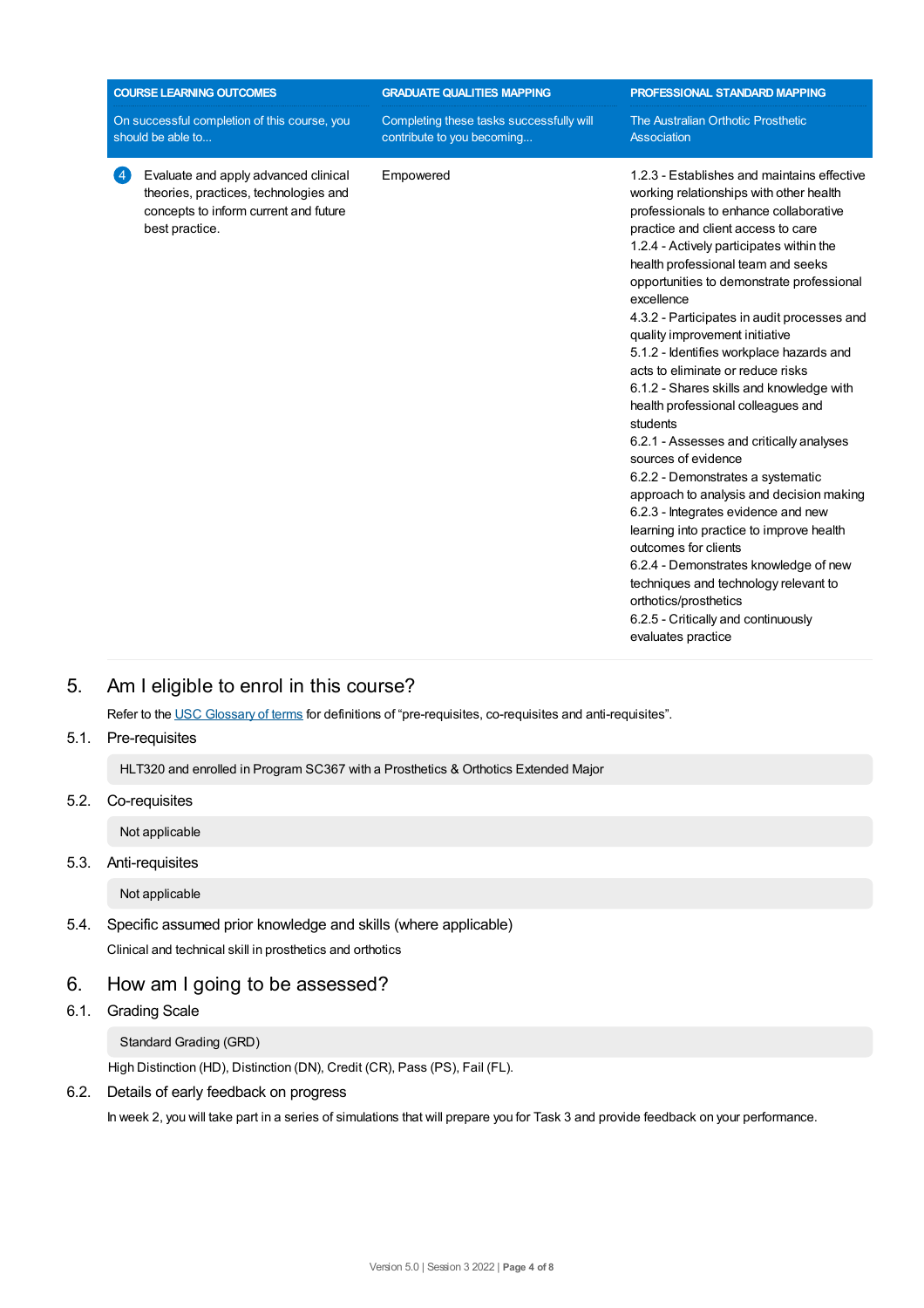| COURSE LEARNING OUTCOMES<br>On successful completion of this course, you should be able to... | GRADUATE QUALITIES MAPPING<br>Completing these tasks successfully will contribute to you becoming... | PROFESSIONAL STANDARD MAPPING<br>The Australian Orthotic Prosthetic Association |
| --- | --- | --- |
| 4 Evaluate and apply advanced clinical theories, practices, technologies and concepts to inform current and future best practice. | Empowered | 1.2.3 - Establishes and maintains effective working relationships with other health professionals to enhance collaborative practice and client access to care<br>1.2.4 - Actively participates within the health professional team and seeks opportunities to demonstrate professional excellence<br>4.3.2 - Participates in audit processes and quality improvement initiative<br>5.1.2 - Identifies workplace hazards and acts to eliminate or reduce risks<br>6.1.2 - Shares skills and knowledge with health professional colleagues and students<br>6.2.1 - Assesses and critically analyses sources of evidence<br>6.2.2 - Demonstrates a systematic approach to analysis and decision making<br>6.2.3 - Integrates evidence and new learning into practice to improve health outcomes for clients<br>6.2.4 - Demonstrates knowledge of new techniques and technology relevant to orthotics/prosthetics<br>6.2.5 - Critically and continuously evaluates practice |

# 5. Am I eligible to enrol in this course?

Refer to the USC Glossary of terms for definitions of "pre-requisites, co-requisites and anti-requisites".

## 5.1. Pre-requisites

HLT320 and enrolled in Program SC367 with a Prosthetics & Orthotics Extended Major

## 5.2. Co-requisites

Not applicable

## 5.3. Anti-requisites

Not applicable

## 5.4. Specific assumed prior knowledge and skills (where applicable)

Clinical and technical skill in prosthetics and orthotics

# 6. How am I going to be assessed?

## 6.1. Grading Scale

Standard Grading (GRD)

High Distinction (HD), Distinction (DN), Credit (CR), Pass (PS), Fail (FL).

## 6.2. Details of early feedback on progress

In week 2, you will take part in a series of simulations that will prepare you for Task 3 and provide feedback on your performance.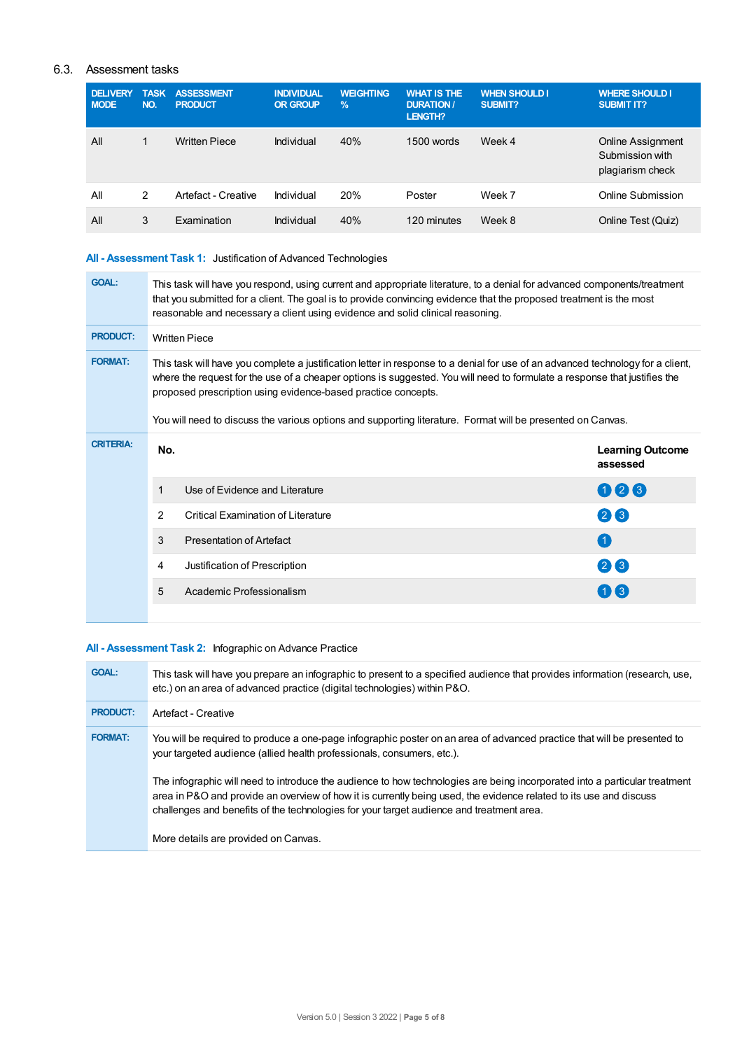## 6.3. Assessment tasks

| DELIVERY MODE | TASK NO. | ASSESSMENT PRODUCT | INDIVIDUAL OR GROUP | WEIGHTING % | WHAT IS THE DURATION / LENGTH? | WHEN SHOULD I SUBMIT? | WHERE SHOULD I SUBMIT IT? |
|---|---|---|---|---|---|---|---|
| All | 1 | Written Piece | Individual | 40% | 1500 words | Week 4 | Online Assignment Submission with plagiarism check |
| All | 2 | Artefact - Creative | Individual | 20% | Poster | Week 7 | Online Submission |
| All | 3 | Examination | Individual | 40% | 120 minutes | Week 8 | Online Test (Quiz) |

### All - Assessment Task 1: Justification of Advanced Technologies

**GOAL:**

This task will have you respond, using current and appropriate literature, to a denial for advanced components/treatment that you submitted for a client. The goal is to provide convincing evidence that the proposed treatment is the most reasonable and necessary a client using evidence and solid clinical reasoning.

**PRODUCT:**

Written Piece

**FORMAT:**

This task will have you complete a justification letter in response to a denial for use of an advanced technology for a client, where the request for the use of a cheaper options is suggested. You will need to formulate a response that justifies the proposed prescription using evidence-based practice concepts.

You will need to discuss the various options and supporting literature. Format will be presented on Canvas.

**CRITERIA:**

| No. | | Learning Outcome assessed |
|---|---|---|
| 1 | Use of Evidence and Literature | 1 2 3 |
| 2 | Critical Examination of Literature | 2 3 |
| 3 | Presentation of Artefact | 1 |
| 4 | Justification of Prescription | 2 3 |
| 5 | Academic Professionalism | 1 3 |

### All - Assessment Task 2: Infographic on Advance Practice

**GOAL:**

This task will have you prepare an infographic to present to a specified audience that provides information (research, use, etc.) on an area of advanced practice (digital technologies) within P&O.

**PRODUCT:**

Artefact - Creative

**FORMAT:**

You will be required to produce a one-page infographic poster on an area of advanced practice that will be presented to your targeted audience (allied health professionals, consumers, etc.).

The infographic will need to introduce the audience to how technologies are being incorporated into a particular treatment area in P&O and provide an overview of how it is currently being used, the evidence related to its use and discuss challenges and benefits of the technologies for your target audience and treatment area.

More details are provided on Canvas.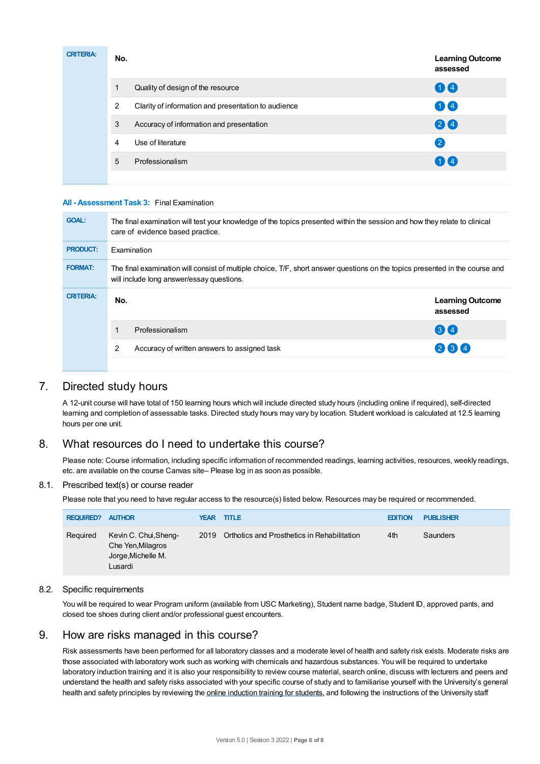| CRITERIA: | No. | | Learning Outcome assessed |
|---|---|---|---|
| | 1 | Quality of design of the resource | 1 4 |
| | 2 | Clarity of information and presentation to audience | 1 4 |
| | 3 | Accuracy of information and presentation | 2 4 |
| | 4 | Use of literature | 2 |
| | 5 | Professionalism | 1 4 |

**All - Assessment Task 3:** Final Examination

| | |
|---|---|
| **GOAL:** | The final examination will test your knowledge of the topics presented within the session and how they relate to clinical care of evidence based practice. |
| **PRODUCT:** | Examination |
| **FORMAT:** | The final examination will consist of multiple choice, T/F, short answer questions on the topics presented in the course and will include long answer/essay questions. |

| CRITERIA: | No. | | Learning Outcome assessed |
|---|---|---|---|
| | 1 | Professionalism | 3 4 |
| | 2 | Accuracy of written answers to assigned task | 2 3 4 |

## 7. Directed study hours

A 12-unit course will have total of 150 learning hours which will include directed study hours (including online if required), self-directed learning and completion of assessable tasks. Directed study hours may vary by location. Student workload is calculated at 12.5 learning hours per one unit.

## 8. What resources do I need to undertake this course?

Please note: Course information, including specific information of recommended readings, learning activities, resources, weekly readings, etc. are available on the course Canvas site– Please log in as soon as possible.

### 8.1. Prescribed text(s) or course reader

Please note that you need to have regular access to the resource(s) listed below. Resources may be required or recommended.

| REQUIRED? | AUTHOR | YEAR | TITLE | EDITION | PUBLISHER |
|---|---|---|---|---|---|
| Required | Kevin C. Chui,Sheng-Che Yen,Milagros Jorge,Michelle M. Lusardi | 2019 | Orthotics and Prosthetics in Rehabilitation | 4th | Saunders |

### 8.2. Specific requirements

You will be required to wear Program uniform (available from USC Marketing), Student name badge, Student ID, approved pants, and closed toe shoes during client and/or professional guest encounters.

## 9. How are risks managed in this course?

Risk assessments have been performed for all laboratory classes and a moderate level of health and safety risk exists. Moderate risks are those associated with laboratory work such as working with chemicals and hazardous substances. You will be required to undertake laboratory induction training and it is also your responsibility to review course material, search online, discuss with lecturers and peers and understand the health and safety risks associated with your specific course of study and to familiarise yourself with the University's general health and safety principles by reviewing the online induction training for students, and following the instructions of the University staff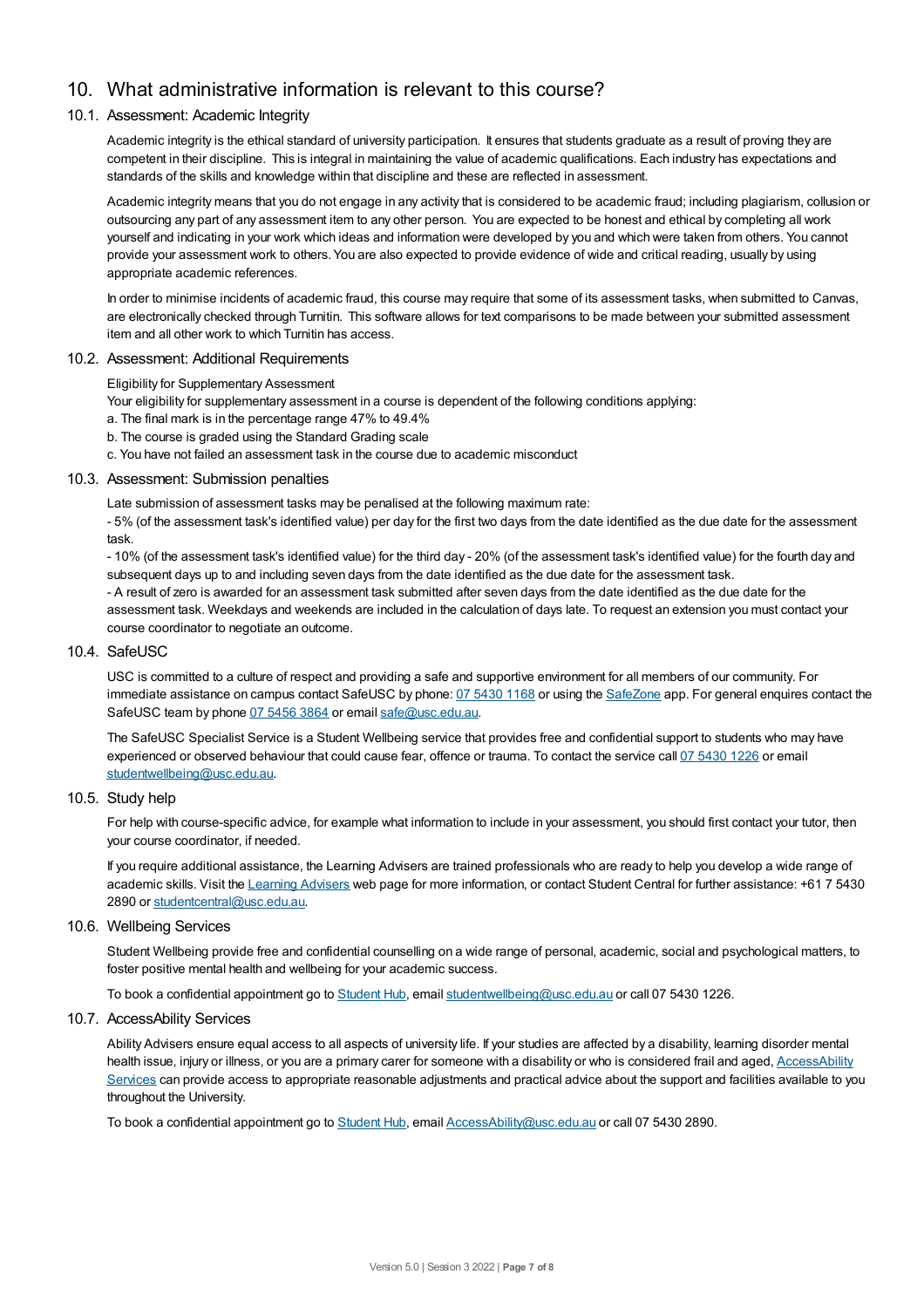## 10. What administrative information is relevant to this course?

### 10.1. Assessment: Academic Integrity

Academic integrity is the ethical standard of university participation. It ensures that students graduate as a result of proving they are competent in their discipline. This is integral in maintaining the value of academic qualifications. Each industry has expectations and standards of the skills and knowledge within that discipline and these are reflected in assessment.

Academic integrity means that you do not engage in any activity that is considered to be academic fraud; including plagiarism, collusion or outsourcing any part of any assessment item to any other person. You are expected to be honest and ethical by completing all work yourself and indicating in your work which ideas and information were developed by you and which were taken from others. You cannot provide your assessment work to others. You are also expected to provide evidence of wide and critical reading, usually by using appropriate academic references.

In order to minimise incidents of academic fraud, this course may require that some of its assessment tasks, when submitted to Canvas, are electronically checked through Turnitin. This software allows for text comparisons to be made between your submitted assessment item and all other work to which Turnitin has access.

### 10.2. Assessment: Additional Requirements

Eligibility for Supplementary Assessment

Your eligibility for supplementary assessment in a course is dependent of the following conditions applying:

a. The final mark is in the percentage range 47% to 49.4%

b. The course is graded using the Standard Grading scale

c. You have not failed an assessment task in the course due to academic misconduct

### 10.3. Assessment: Submission penalties

Late submission of assessment tasks may be penalised at the following maximum rate:

- 5% (of the assessment task's identified value) per day for the first two days from the date identified as the due date for the assessment task.

- 10% (of the assessment task's identified value) for the third day - 20% (of the assessment task's identified value) for the fourth day and subsequent days up to and including seven days from the date identified as the due date for the assessment task.

- A result of zero is awarded for an assessment task submitted after seven days from the date identified as the due date for the assessment task. Weekdays and weekends are included in the calculation of days late. To request an extension you must contact your course coordinator to negotiate an outcome.

### 10.4. SafeUSC

USC is committed to a culture of respect and providing a safe and supportive environment for all members of our community. For immediate assistance on campus contact SafeUSC by phone: 07 5430 1168 or using the SafeZone app. For general enquires contact the SafeUSC team by phone 07 5456 3864 or email safe@usc.edu.au.

The SafeUSC Specialist Service is a Student Wellbeing service that provides free and confidential support to students who may have experienced or observed behaviour that could cause fear, offence or trauma. To contact the service call 07 5430 1226 or email studentwellbeing@usc.edu.au.

### 10.5. Study help

For help with course-specific advice, for example what information to include in your assessment, you should first contact your tutor, then your course coordinator, if needed.

If you require additional assistance, the Learning Advisers are trained professionals who are ready to help you develop a wide range of academic skills. Visit the Learning Advisers web page for more information, or contact Student Central for further assistance: +61 7 5430 2890 or studentcentral@usc.edu.au.

### 10.6. Wellbeing Services

Student Wellbeing provide free and confidential counselling on a wide range of personal, academic, social and psychological matters, to foster positive mental health and wellbeing for your academic success.

To book a confidential appointment go to Student Hub, email studentwellbeing@usc.edu.au or call 07 5430 1226.

### 10.7. AccessAbility Services

Ability Advisers ensure equal access to all aspects of university life. If your studies are affected by a disability, learning disorder mental health issue, injury or illness, or you are a primary carer for someone with a disability or who is considered frail and aged, AccessAbility Services can provide access to appropriate reasonable adjustments and practical advice about the support and facilities available to you throughout the University.

To book a confidential appointment go to Student Hub, email AccessAbility@usc.edu.au or call 07 5430 2890.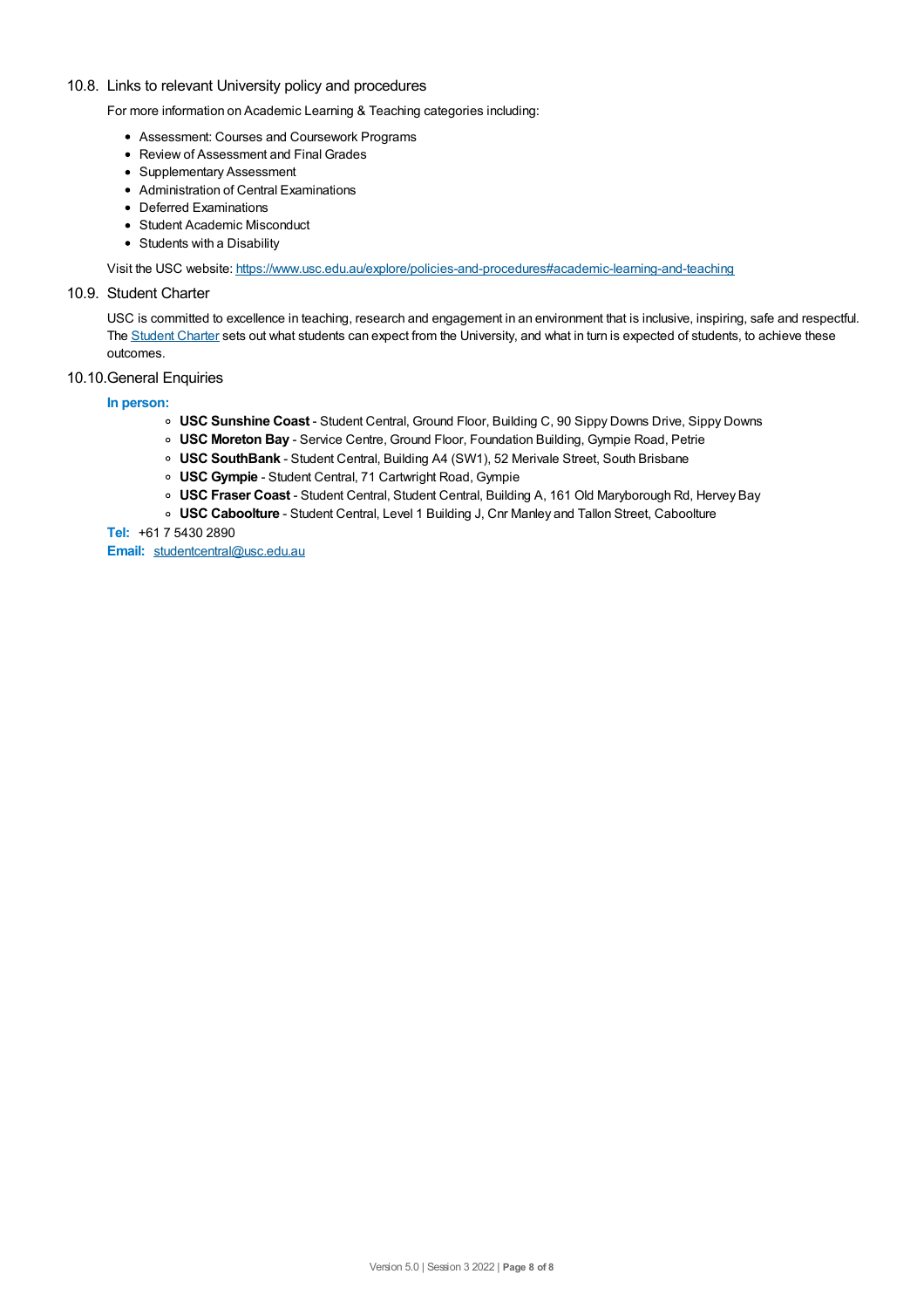### 10.8. Links to relevant University policy and procedures

For more information on Academic Learning & Teaching categories including:

- Assessment: Courses and Coursework Programs
- Review of Assessment and Final Grades
- Supplementary Assessment
- Administration of Central Examinations
- Deferred Examinations
- Student Academic Misconduct
- Students with a Disability

Visit the USC website: [https://www.usc.edu.au/explore/policies-and-procedures#academic-learning-and-teaching](https://www.usc.edu.au/explore/policies-and-procedures#academic-learning-and-teaching)

### 10.9. Student Charter

USC is committed to excellence in teaching, research and engagement in an environment that is inclusive, inspiring, safe and respectful. The Student Charter sets out what students can expect from the University, and what in turn is expected of students, to achieve these outcomes.

### 10.10. General Enquiries

**In person:**

- **USC Sunshine Coast** - Student Central, Ground Floor, Building C, 90 Sippy Downs Drive, Sippy Downs
- **USC Moreton Bay** - Service Centre, Ground Floor, Foundation Building, Gympie Road, Petrie
- **USC SouthBank** - Student Central, Building A4 (SW1), 52 Merivale Street, South Brisbane
- **USC Gympie** - Student Central, 71 Cartwright Road, Gympie
- **USC Fraser Coast** - Student Central, Student Central, Building A, 161 Old Maryborough Rd, Hervey Bay
- **USC Caboolture** - Student Central, Level 1 Building J, Cnr Manley and Tallon Street, Caboolture

**Tel:** +61 7 5430 2890

**Email:** studentcentral@usc.edu.au